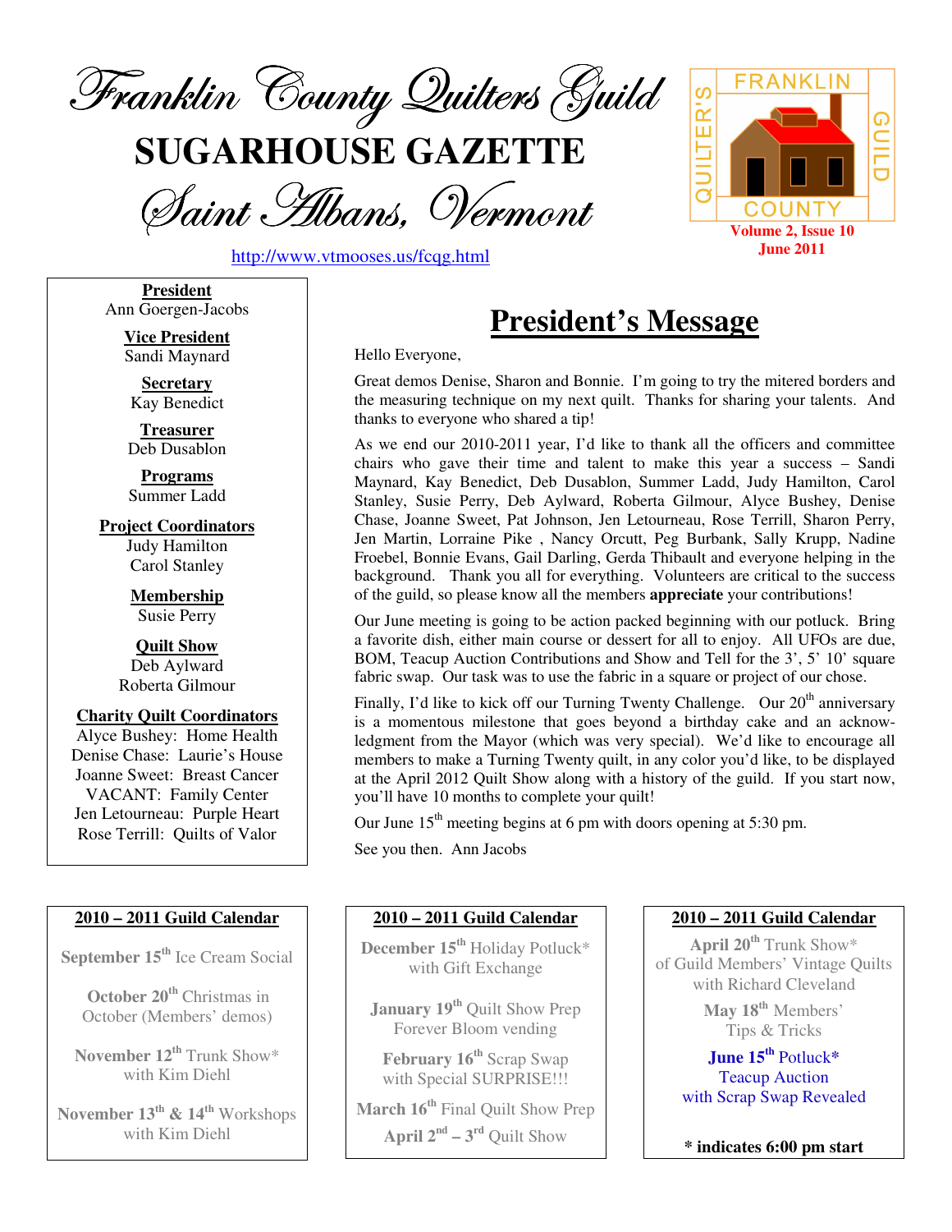# Franklin County Quilters Guild

# SUGARHOUSE GAZETTE

## Saint Albans, Vermont

http://www.vtmooses.us/fcqg.html

QUILTER'S FRANKLIN GUILD COUNTY

**Volume 2, Issue 10**
**June 2011**

**President**
Ann Goergen-Jacobs

**Vice President**
Sandi Maynard

**Secretary**
Kay Benedict

**Treasurer**
Deb Dusablon

**Programs**
Summer Ladd

**Project Coordinators**
Judy Hamilton
Carol Stanley

**Membership**
Susie Perry

**Quilt Show**
Deb Aylward
Roberta Gilmour

**Charity Quilt Coordinators**
Alyce Bushey: Home Health
Denise Chase: Laurie's House
Joanne Sweet: Breast Cancer
VACANT: Family Center
Jen Letourneau: Purple Heart
Rose Terrill: Quilts of Valor

## President's Message

Hello Everyone,

Great demos Denise, Sharon and Bonnie. I'm going to try the mitered borders and the measuring technique on my next quilt. Thanks for sharing your talents. And thanks to everyone who shared a tip!

As we end our 2010-2011 year, I'd like to thank all the officers and committee chairs who gave their time and talent to make this year a success – Sandi Maynard, Kay Benedict, Deb Dusablon, Summer Ladd, Judy Hamilton, Carol Stanley, Susie Perry, Deb Aylward, Roberta Gilmour, Alyce Bushey, Denise Chase, Joanne Sweet, Pat Johnson, Jen Letourneau, Rose Terrill, Sharon Perry, Jen Martin, Lorraine Pike , Nancy Orcutt, Peg Burbank, Sally Krupp, Nadine Froebel, Bonnie Evans, Gail Darling, Gerda Thibault and everyone helping in the background. Thank you all for everything. Volunteers are critical to the success of the guild, so please know all the members **appreciate** your contributions!

Our June meeting is going to be action packed beginning with our potluck. Bring a favorite dish, either main course or dessert for all to enjoy. All UFOs are due, BOM, Teacup Auction Contributions and Show and Tell for the 3', 5' 10' square fabric swap. Our task was to use the fabric in a square or project of our chose.

Finally, I'd like to kick off our Turning Twenty Challenge. Our 20th anniversary is a momentous milestone that goes beyond a birthday cake and an acknowledgment from the Mayor (which was very special). We'd like to encourage all members to make a Turning Twenty quilt, in any color you'd like, to be displayed at the April 2012 Quilt Show along with a history of the guild. If you start now, you'll have 10 months to complete your quilt!

Our June 15th meeting begins at 6 pm with doors opening at 5:30 pm.

See you then. Ann Jacobs

**2010 – 2011 Guild Calendar**

**September 15th** Ice Cream Social

**October 20th** Christmas in October (Members' demos)

**November 12th** Trunk Show* with Kim Diehl

**November 13th & 14th** Workshops with Kim Diehl

**December 15th** Holiday Potluck* with Gift Exchange

**January 19th** Quilt Show Prep Forever Bloom vending

**February 16th** Scrap Swap with Special SURPRISE!!!

**March 16th** Final Quilt Show Prep

**April 2nd – 3rd** Quilt Show

**April 20th** Trunk Show* of Guild Members' Vintage Quilts with Richard Cleveland

**May 18th** Members' Tips & Tricks

**June 15th** Potluck* Teacup Auction with Scrap Swap Revealed

**\* indicates 6:00 pm start**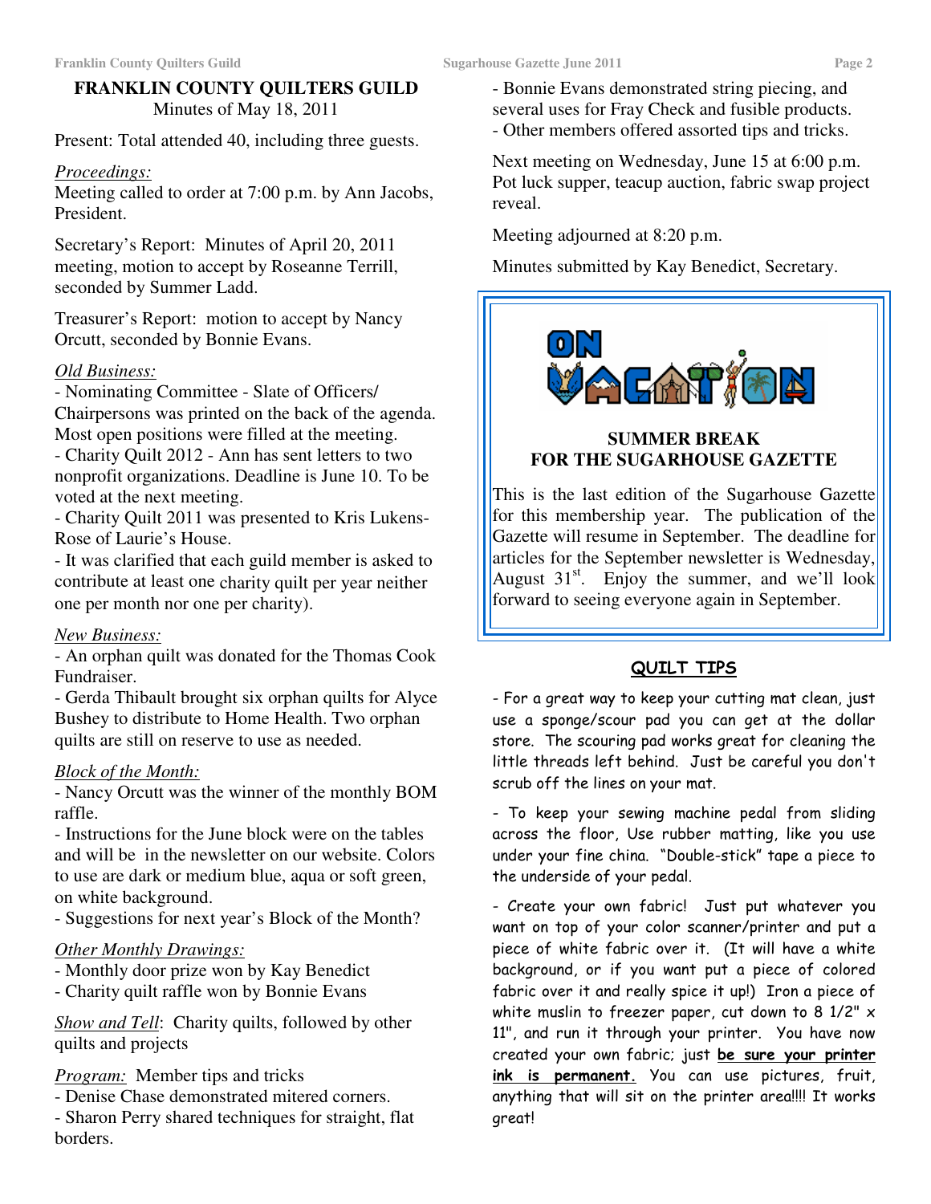# FRANKLIN COUNTY QUILTERS GUILD

Minutes of May 18, 2011

Present: Total attended 40, including three guests.

*Proceedings:*
Meeting called to order at 7:00 p.m. by Ann Jacobs, President.

Secretary's Report: Minutes of April 20, 2011 meeting, motion to accept by Roseanne Terrill, seconded by Summer Ladd.

Treasurer's Report: motion to accept by Nancy Orcutt, seconded by Bonnie Evans.

*Old Business:*
- Nominating Committee - Slate of Officers/ Chairpersons was printed on the back of the agenda. Most open positions were filled at the meeting.
- Charity Quilt 2012 - Ann has sent letters to two nonprofit organizations. Deadline is June 10. To be voted at the next meeting.
- Charity Quilt 2011 was presented to Kris Lukens-Rose of Laurie's House.
- It was clarified that each guild member is asked to contribute at least one charity quilt per year neither one per month nor one per charity).

*New Business:*
- An orphan quilt was donated for the Thomas Cook Fundraiser.
- Gerda Thibault brought six orphan quilts for Alyce Bushey to distribute to Home Health. Two orphan quilts are still on reserve to use as needed.

*Block of the Month:*
- Nancy Orcutt was the winner of the monthly BOM raffle.
- Instructions for the June block were on the tables and will be in the newsletter on our website. Colors to use are dark or medium blue, aqua or soft green, on white background.
- Suggestions for next year's Block of the Month?

*Other Monthly Drawings:*
- Monthly door prize won by Kay Benedict
- Charity quilt raffle won by Bonnie Evans

*Show and Tell*: Charity quilts, followed by other quilts and projects

*Program:* Member tips and tricks
- Denise Chase demonstrated mitered corners.
- Sharon Perry shared techniques for straight, flat borders.
- Bonnie Evans demonstrated string piecing, and several uses for Fray Check and fusible products.
- Other members offered assorted tips and tricks.

Next meeting on Wednesday, June 15 at 6:00 p.m. Pot luck supper, teacup auction, fabric swap project reveal.

Meeting adjourned at 8:20 p.m.

Minutes submitted by Kay Benedict, Secretary.

ON VACATION

## SUMMER BREAK FOR THE SUGARHOUSE GAZETTE

This is the last edition of the Sugarhouse Gazette for this membership year. The publication of the Gazette will resume in September. The deadline for articles for the September newsletter is Wednesday, August 31st. Enjoy the summer, and we'll look forward to seeing everyone again in September.

## QUILT TIPS

- For a great way to keep your cutting mat clean, just use a sponge/scour pad you can get at the dollar store. The scouring pad works great for cleaning the little threads left behind. Just be careful you don't scrub off the lines on your mat.

- To keep your sewing machine pedal from sliding across the floor, Use rubber matting, like you use under your fine china. "Double-stick" tape a piece to the underside of your pedal.

- Create your own fabric! Just put whatever you want on top of your color scanner/printer and put a piece of white fabric over it. (It will have a white background, or if you want put a piece of colored fabric over it and really spice it up!) Iron a piece of white muslin to freezer paper, cut down to 8 1/2" x 11", and run it through your printer. You have now created your own fabric; just **be sure your printer ink is permanent.** You can use pictures, fruit, anything that will sit on the printer area!!!! It works great!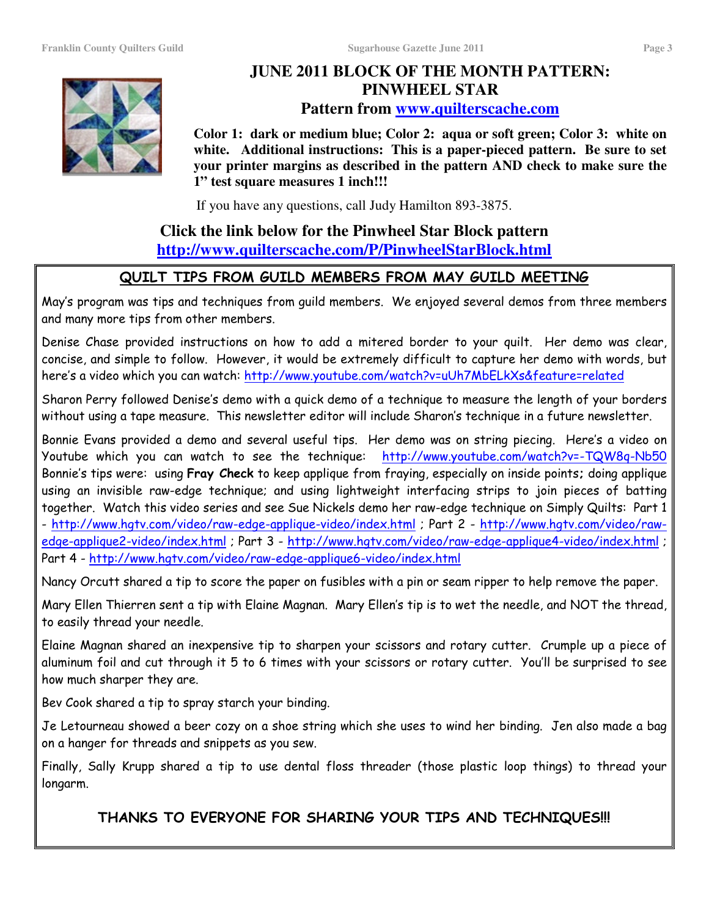# JUNE 2011 BLOCK OF THE MONTH PATTERN: PINWHEEL STAR

## Pattern from [www.quilterscache.com](http://www.quilterscache.com)

**Color 1: dark or medium blue; Color 2: aqua or soft green; Color 3: white on white. Additional instructions: This is a paper-pieced pattern. Be sure to set your printer margins as described in the pattern AND check to make sure the 1" test square measures 1 inch!!!**

If you have any questions, call Judy Hamilton 893-3875.

## Click the link below for the Pinwheel Star Block pattern

## [http://www.quilterscache.com/P/PinwheelStarBlock.html](http://www.quilterscache.com/P/PinwheelStarBlock.html)

## QUILT TIPS FROM GUILD MEMBERS FROM MAY GUILD MEETING

May's program was tips and techniques from guild members. We enjoyed several demos from three members and many more tips from other members.

Denise Chase provided instructions on how to add a mitered border to your quilt. Her demo was clear, concise, and simple to follow. However, it would be extremely difficult to capture her demo with words, but here's a video which you can watch: http://www.youtube.com/watch?v=uUh7MbELkXs&feature=related

Sharon Perry followed Denise's demo with a quick demo of a technique to measure the length of your borders without using a tape measure. This newsletter editor will include Sharon's technique in a future newsletter.

Bonnie Evans provided a demo and several useful tips. Her demo was on string piecing. Here's a video on Youtube which you can watch to see the technique: http://www.youtube.com/watch?v=-TQW8q-Nb50 Bonnie's tips were: using **Fray Check** to keep applique from fraying, especially on inside points; doing applique using an invisible raw-edge technique; and using lightweight interfacing strips to join pieces of batting together. Watch this video series and see Sue Nickels demo her raw-edge technique on Simply Quilts: Part 1 - http://www.hgtv.com/video/raw-edge-applique-video/index.html ; Part 2 - http://www.hgtv.com/video/raw-edge-applique2-video/index.html ; Part 3 - http://www.hgtv.com/video/raw-edge-applique4-video/index.html ; Part 4 - http://www.hgtv.com/video/raw-edge-applique6-video/index.html

Nancy Orcutt shared a tip to score the paper on fusibles with a pin or seam ripper to help remove the paper.

Mary Ellen Thierren sent a tip with Elaine Magnan. Mary Ellen's tip is to wet the needle, and NOT the thread, to easily thread your needle.

Elaine Magnan shared an inexpensive tip to sharpen your scissors and rotary cutter. Crumple up a piece of aluminum foil and cut through it 5 to 6 times with your scissors or rotary cutter. You'll be surprised to see how much sharper they are.

Bev Cook shared a tip to spray starch your binding.

Je Letourneau showed a beer cozy on a shoe string which she uses to wind her binding. Jen also made a bag on a hanger for threads and snippets as you sew.

Finally, Sally Krupp shared a tip to use dental floss threader (those plastic loop things) to thread your longarm.

**THANKS TO EVERYONE FOR SHARING YOUR TIPS AND TECHNIQUES!!!**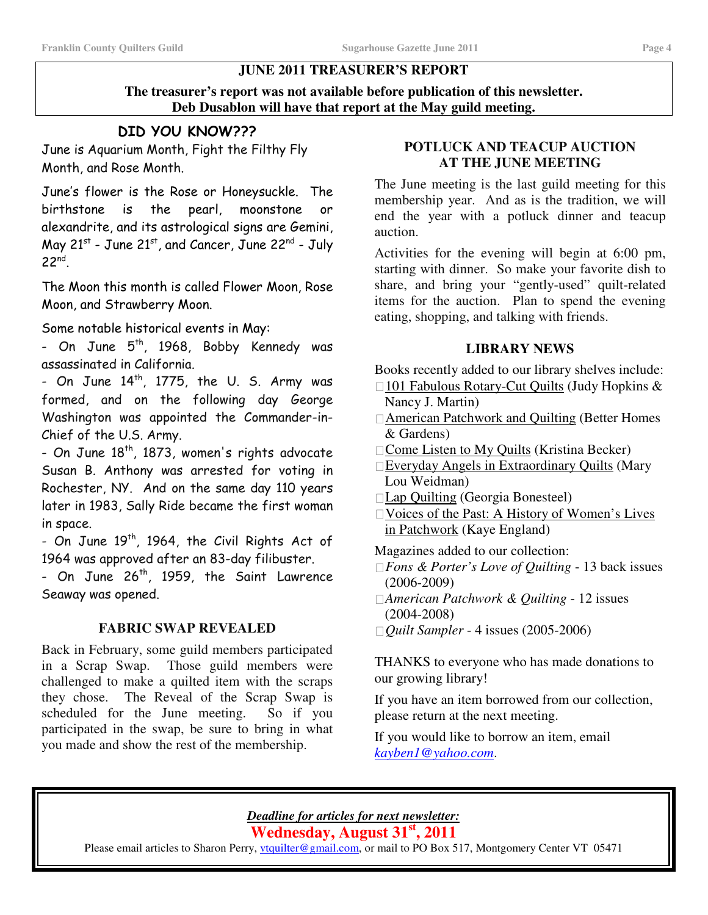## JUNE 2011 TREASURER'S REPORT

**The treasurer's report was not available before publication of this newsletter.**
**Deb Dusablon will have that report at the May guild meeting.**

## DID YOU KNOW???

June is Aquarium Month, Fight the Filthy Fly Month, and Rose Month.

June's flower is the Rose or Honeysuckle. The birthstone is the pearl, moonstone or alexandrite, and its astrological signs are Gemini, May 21st - June 21st, and Cancer, June 22nd - July 22nd.

The Moon this month is called Flower Moon, Rose Moon, and Strawberry Moon.

Some notable historical events in May:

- On June 5th, 1968, Bobby Kennedy was assassinated in California.
- On June 14th, 1775, the U. S. Army was formed, and on the following day George Washington was appointed the Commander-in-Chief of the U.S. Army.
- On June 18th, 1873, women's rights advocate Susan B. Anthony was arrested for voting in Rochester, NY. And on the same day 110 years later in 1983, Sally Ride became the first woman in space.
- On June 19th, 1964, the Civil Rights Act of 1964 was approved after an 83-day filibuster.
- On June 26th, 1959, the Saint Lawrence Seaway was opened.

## FABRIC SWAP REVEALED

Back in February, some guild members participated in a Scrap Swap. Those guild members were challenged to make a quilted item with the scraps they chose. The Reveal of the Scrap Swap is scheduled for the June meeting. So if you participated in the swap, be sure to bring in what you made and show the rest of the membership.

## POTLUCK AND TEACUP AUCTION AT THE JUNE MEETING

The June meeting is the last guild meeting for this membership year. And as is the tradition, we will end the year with a potluck dinner and teacup auction.

Activities for the evening will begin at 6:00 pm, starting with dinner. So make your favorite dish to share, and bring your "gently-used" quilt-related items for the auction. Plan to spend the evening eating, shopping, and talking with friends.

## LIBRARY NEWS

Books recently added to our library shelves include:

- 101 Fabulous Rotary-Cut Quilts (Judy Hopkins & Nancy J. Martin)
- American Patchwork and Quilting (Better Homes & Gardens)
- Come Listen to My Quilts (Kristina Becker)
- Everyday Angels in Extraordinary Quilts (Mary Lou Weidman)
- Lap Quilting (Georgia Bonesteel)
- Voices of the Past: A History of Women's Lives in Patchwork (Kaye England)

Magazines added to our collection:

- *Fons & Porter's Love of Quilting* - 13 back issues (2006-2009)
- *American Patchwork & Quilting* - 12 issues (2004-2008)
- *Quilt Sampler* - 4 issues (2005-2006)

THANKS to everyone who has made donations to our growing library!

If you have an item borrowed from our collection, please return at the next meeting.

If you would like to borrow an item, email *kayben1@yahoo.com*.

***Deadline for articles for next newsletter:***

**Wednesday, August 31st, 2011**

Please email articles to Sharon Perry, vtquilter@gmail.com, or mail to PO Box 517, Montgomery Center VT 05471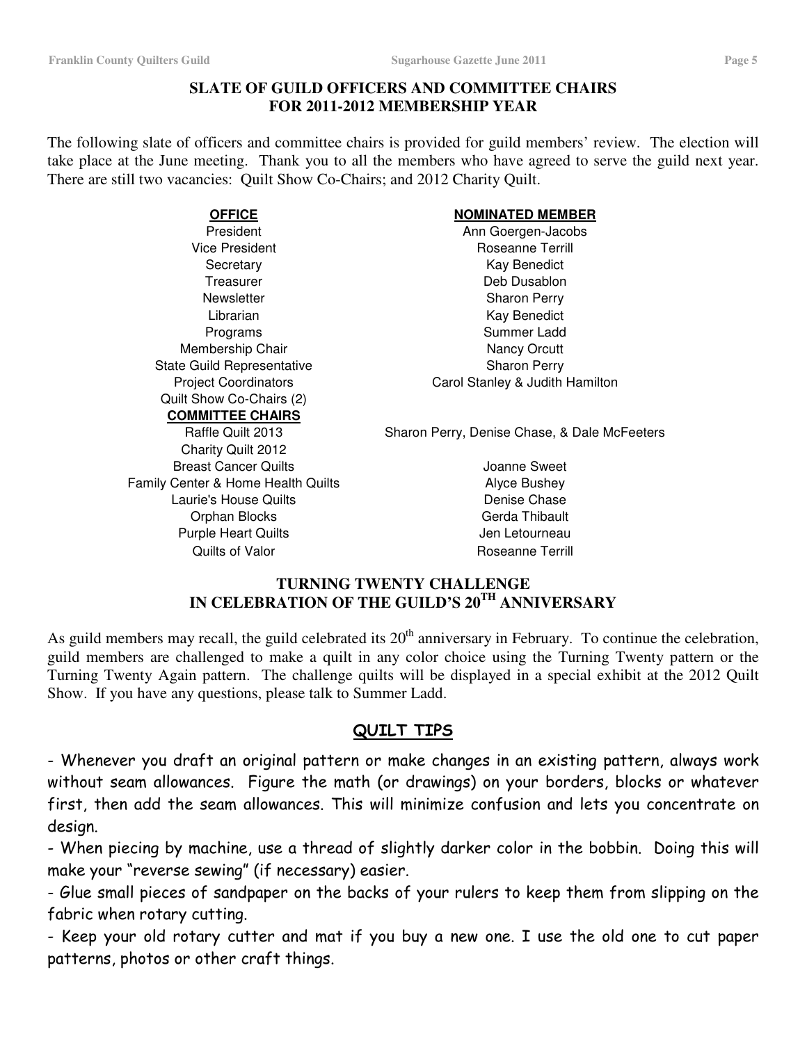## SLATE OF GUILD OFFICERS AND COMMITTEE CHAIRS FOR 2011-2012 MEMBERSHIP YEAR

The following slate of officers and committee chairs is provided for guild members' review. The election will take place at the June meeting. Thank you to all the members who have agreed to serve the guild next year. There are still two vacancies: Quilt Show Co-Chairs; and 2012 Charity Quilt.

| OFFICE | NOMINATED MEMBER |
| --- | --- |
| President | Ann Goergen-Jacobs |
| Vice President | Roseanne Terrill |
| Secretary | Kay Benedict |
| Treasurer | Deb Dusablon |
| Newsletter | Sharon Perry |
| Librarian | Kay Benedict |
| Programs | Summer Ladd |
| Membership Chair | Nancy Orcutt |
| State Guild Representative | Sharon Perry |
| Project Coordinators | Carol Stanley & Judith Hamilton |
| Quilt Show Co-Chairs (2) | |
| **COMMITTEE CHAIRS** | |
| Raffle Quilt 2013 | Sharon Perry, Denise Chase, & Dale McFeeters |
| Charity Quilt 2012 | |
| Breast Cancer Quilts | Joanne Sweet |
| Family Center & Home Health Quilts | Alyce Bushey |
| Laurie's House Quilts | Denise Chase |
| Orphan Blocks | Gerda Thibault |
| Purple Heart Quilts | Jen Letourneau |
| Quilts of Valor | Roseanne Terrill |

## TURNING TWENTY CHALLENGE IN CELEBRATION OF THE GUILD'S 20TH ANNIVERSARY

As guild members may recall, the guild celebrated its 20th anniversary in February. To continue the celebration, guild members are challenged to make a quilt in any color choice using the Turning Twenty pattern or the Turning Twenty Again pattern. The challenge quilts will be displayed in a special exhibit at the 2012 Quilt Show. If you have any questions, please talk to Summer Ladd.

## QUILT TIPS

- Whenever you draft an original pattern or make changes in an existing pattern, always work without seam allowances. Figure the math (or drawings) on your borders, blocks or whatever first, then add the seam allowances. This will minimize confusion and lets you concentrate on design.
- When piecing by machine, use a thread of slightly darker color in the bobbin. Doing this will make your "reverse sewing" (if necessary) easier.
- Glue small pieces of sandpaper on the backs of your rulers to keep them from slipping on the fabric when rotary cutting.
- Keep your old rotary cutter and mat if you buy a new one. I use the old one to cut paper patterns, photos or other craft things.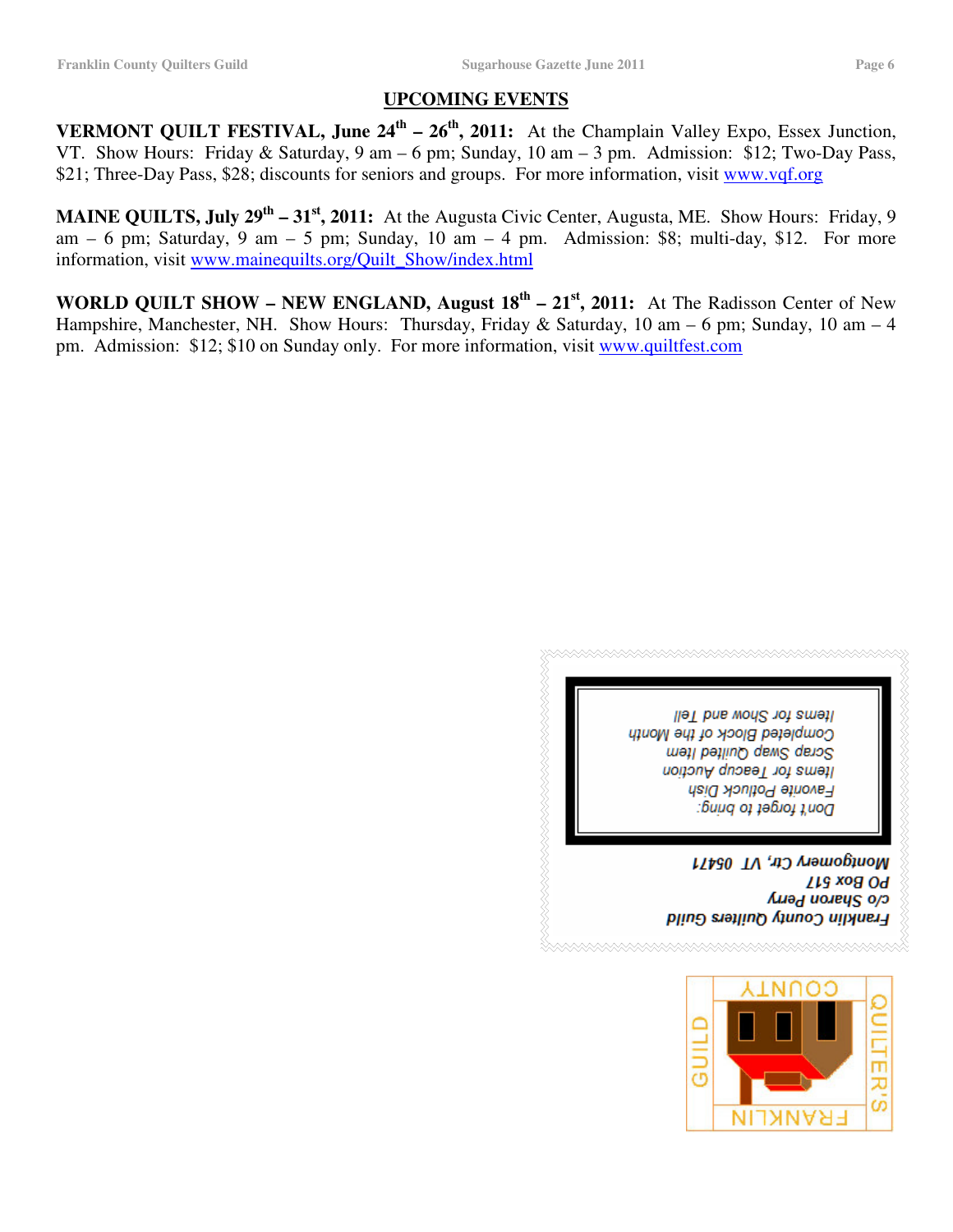## UPCOMING EVENTS

**VERMONT QUILT FESTIVAL, June 24th – 26th, 2011:** At the Champlain Valley Expo, Essex Junction, VT. Show Hours: Friday & Saturday, 9 am – 6 pm; Sunday, 10 am – 3 pm. Admission: $12; Two-Day Pass, $21; Three-Day Pass, $28; discounts for seniors and groups. For more information, visit www.vqf.org

**MAINE QUILTS, July 29th – 31st, 2011:** At the Augusta Civic Center, Augusta, ME. Show Hours: Friday, 9 am – 6 pm; Saturday, 9 am – 5 pm; Sunday, 10 am – 4 pm. Admission: $8; multi-day, $12. For more information, visit www.mainequilts.org/Quilt_Show/index.html

**WORLD QUILT SHOW – NEW ENGLAND, August 18th – 21st, 2011:** At The Radisson Center of New Hampshire, Manchester, NH. Show Hours: Thursday, Friday & Saturday, 10 am – 6 pm; Sunday, 10 am – 4 pm. Admission: $12; $10 on Sunday only. For more information, visit www.quiltfest.com

Franklin County Quilters Guild
c/o Sharon Perry
PO Box 517
Montgomery Ctr, VT 05471

Don't forget to bring:
Favorite Potluck Dish
Items for Teacup Auction
Scrap Swap Quilted Item
Completed Block of the Month
Items for Show and Tell

FRANKLIN COUNTY QUILTER'S GUILD